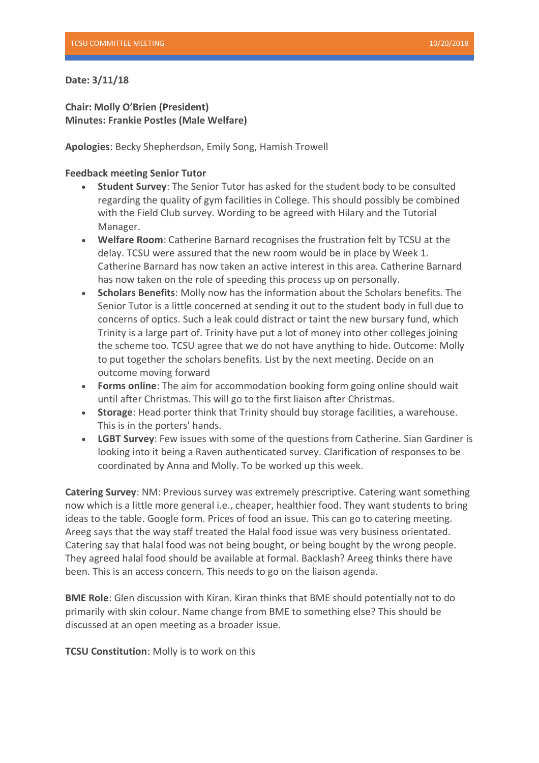**Date: 3/11/18**

**Chair: Molly O'Brien (President)**
**Minutes: Frankie Postles (Male Welfare)**

**Apologies**: Becky Shepherdson, Emily Song, Hamish Trowell

**Feedback meeting Senior Tutor**

- **Student Survey**: The Senior Tutor has asked for the student body to be consulted regarding the quality of gym facilities in College. This should possibly be combined with the Field Club survey. Wording to be agreed with Hilary and the Tutorial Manager.
- **Welfare Room**: Catherine Barnard recognises the frustration felt by TCSU at the delay. TCSU were assured that the new room would be in place by Week 1. Catherine Barnard has now taken an active interest in this area. Catherine Barnard has now taken on the role of speeding this process up on personally.
- **Scholars Benefits**: Molly now has the information about the Scholars benefits. The Senior Tutor is a little concerned at sending it out to the student body in full due to concerns of optics. Such a leak could distract or taint the new bursary fund, which Trinity is a large part of. Trinity have put a lot of money into other colleges joining the scheme too. TCSU agree that we do not have anything to hide. Outcome: Molly to put together the scholars benefits. List by the next meeting. Decide on an outcome moving forward
- **Forms online**: The aim for accommodation booking form going online should wait until after Christmas. This will go to the first liaison after Christmas.
- **Storage**: Head porter think that Trinity should buy storage facilities, a warehouse. This is in the porters' hands.
- **LGBT Survey**: Few issues with some of the questions from Catherine. Sian Gardiner is looking into it being a Raven authenticated survey. Clarification of responses to be coordinated by Anna and Molly. To be worked up this week.

**Catering Survey**: NM: Previous survey was extremely prescriptive. Catering want something now which is a little more general i.e., cheaper, healthier food. They want students to bring ideas to the table. Google form. Prices of food an issue. This can go to catering meeting. Areeg says that the way staff treated the Halal food issue was very business orientated. Catering say that halal food was not being bought, or being bought by the wrong people. They agreed halal food should be available at formal. Backlash? Areeg thinks there have been. This is an access concern. This needs to go on the liaison agenda.

**BME Role**: Glen discussion with Kiran. Kiran thinks that BME should potentially not to do primarily with skin colour. Name change from BME to something else? This should be discussed at an open meeting as a broader issue.

**TCSU Constitution**: Molly is to work on this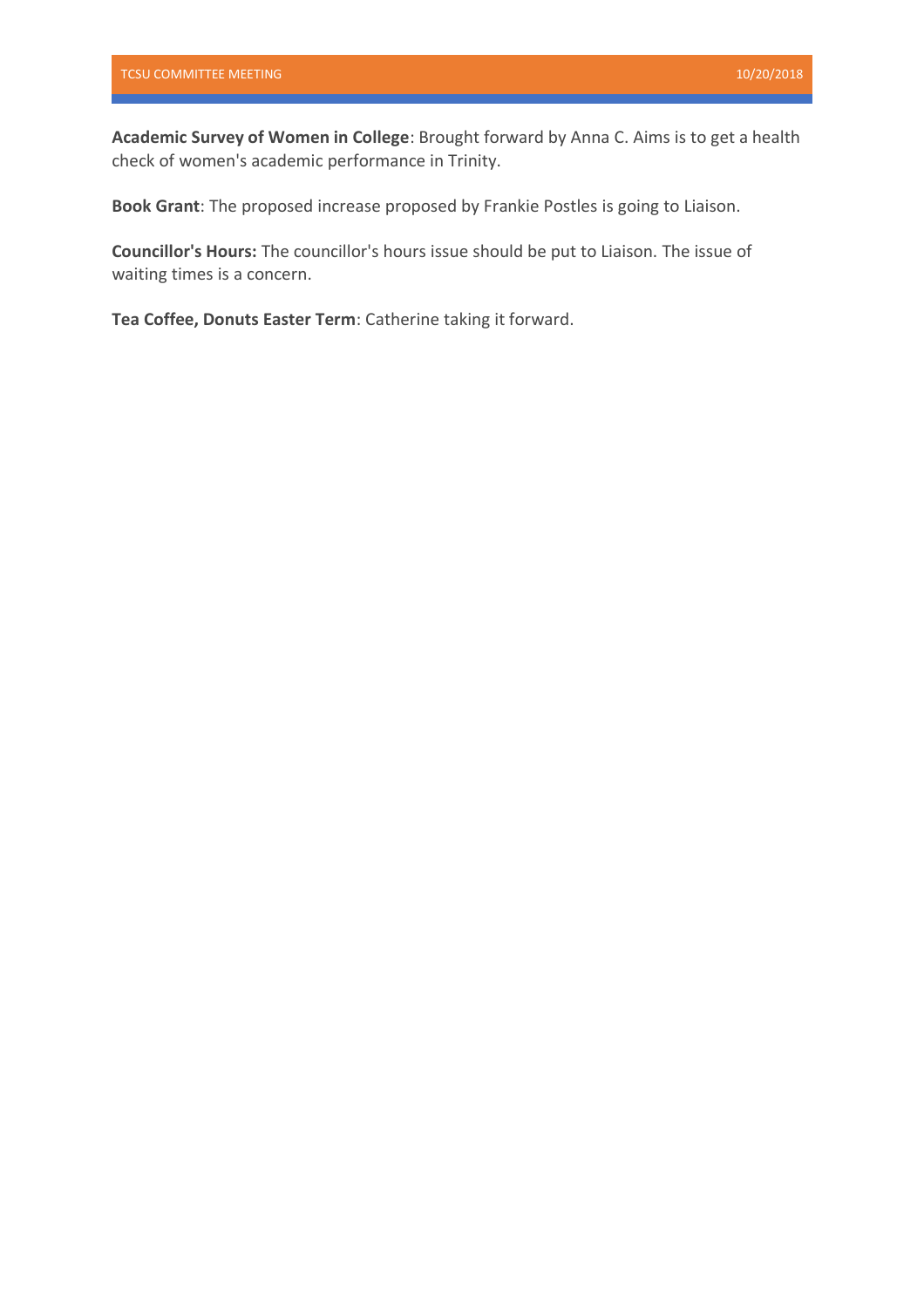**Academic Survey of Women in College**: Brought forward by Anna C. Aims is to get a health check of women's academic performance in Trinity.

**Book Grant**: The proposed increase proposed by Frankie Postles is going to Liaison.

**Councillor's Hours:** The councillor's hours issue should be put to Liaison. The issue of waiting times is a concern.

**Tea Coffee, Donuts Easter Term**: Catherine taking it forward.